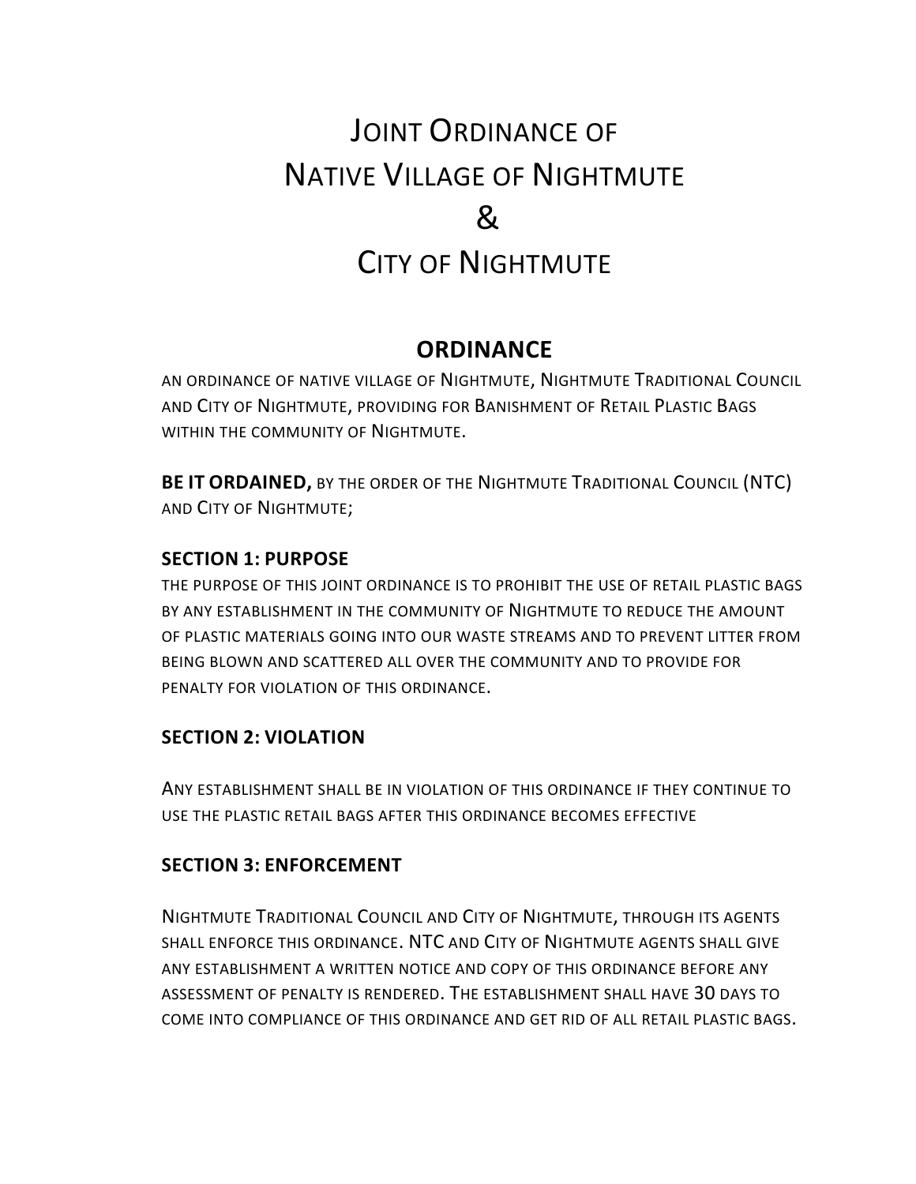# Joint Ordinance of Native Village of Nightmute & City of Nightmute

## ORDINANCE

AN ORDINANCE OF NATIVE VILLAGE OF NIGHTMUTE, NIGHTMUTE TRADITIONAL COUNCIL AND CITY OF NIGHTMUTE, PROVIDING FOR BANISHMENT OF RETAIL PLASTIC BAGS WITHIN THE COMMUNITY OF NIGHTMUTE.

**BE IT ORDAINED,** BY THE ORDER OF THE NIGHTMUTE TRADITIONAL COUNCIL (NTC) AND CITY OF NIGHTMUTE;

### SECTION 1: PURPOSE

THE PURPOSE OF THIS JOINT ORDINANCE IS TO PROHIBIT THE USE OF RETAIL PLASTIC BAGS BY ANY ESTABLISHMENT IN THE COMMUNITY OF NIGHTMUTE TO REDUCE THE AMOUNT OF PLASTIC MATERIALS GOING INTO OUR WASTE STREAMS AND TO PREVENT LITTER FROM BEING BLOWN AND SCATTERED ALL OVER THE COMMUNITY AND TO PROVIDE FOR PENALTY FOR VIOLATION OF THIS ORDINANCE.

### SECTION 2: VIOLATION

ANY ESTABLISHMENT SHALL BE IN VIOLATION OF THIS ORDINANCE IF THEY CONTINUE TO USE THE PLASTIC RETAIL BAGS AFTER THIS ORDINANCE BECOMES EFFECTIVE

### SECTION 3: ENFORCEMENT

NIGHTMUTE TRADITIONAL COUNCIL AND CITY OF NIGHTMUTE, THROUGH ITS AGENTS SHALL ENFORCE THIS ORDINANCE. NTC AND CITY OF NIGHTMUTE AGENTS SHALL GIVE ANY ESTABLISHMENT A WRITTEN NOTICE AND COPY OF THIS ORDINANCE BEFORE ANY ASSESSMENT OF PENALTY IS RENDERED. THE ESTABLISHMENT SHALL HAVE 30 DAYS TO COME INTO COMPLIANCE OF THIS ORDINANCE AND GET RID OF ALL RETAIL PLASTIC BAGS.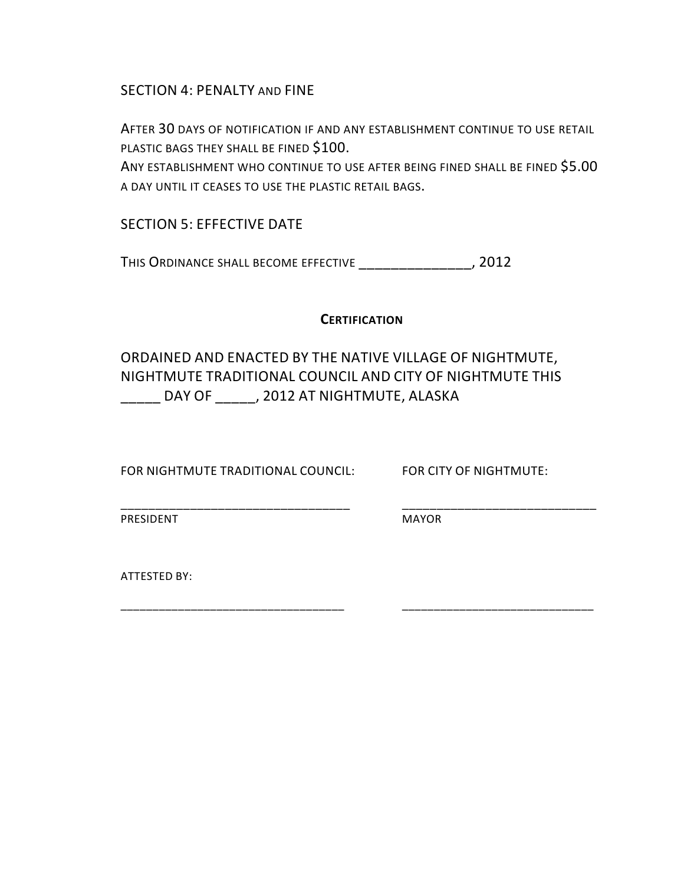## SECTION 4: PENALTY AND FINE

AFTER 30 DAYS OF NOTIFICATION IF AND ANY ESTABLISHMENT CONTINUE TO USE RETAIL PLASTIC BAGS THEY SHALL BE FINED $100.
ANY ESTABLISHMENT WHO CONTINUE TO USE AFTER BEING FINED SHALL BE FINED $5.00 A DAY UNTIL IT CEASES TO USE THE PLASTIC RETAIL BAGS.

## SECTION 5: EFFECTIVE DATE

THIS ORDINANCE SHALL BECOME EFFECTIVE _______________, 2012

**CERTIFICATION**

ORDAINED AND ENACTED BY THE NATIVE VILLAGE OF NIGHTMUTE, NIGHTMUTE TRADITIONAL COUNCIL AND CITY OF NIGHTMUTE THIS _____ DAY OF _____, 2012 AT NIGHTMUTE, ALASKA

FOR NIGHTMUTE TRADITIONAL COUNCIL:

__________________________________
PRESIDENT

FOR CITY OF NIGHTMUTE:

_____________________________
MAYOR

ATTESTED BY:

__________________________________

_____________________________